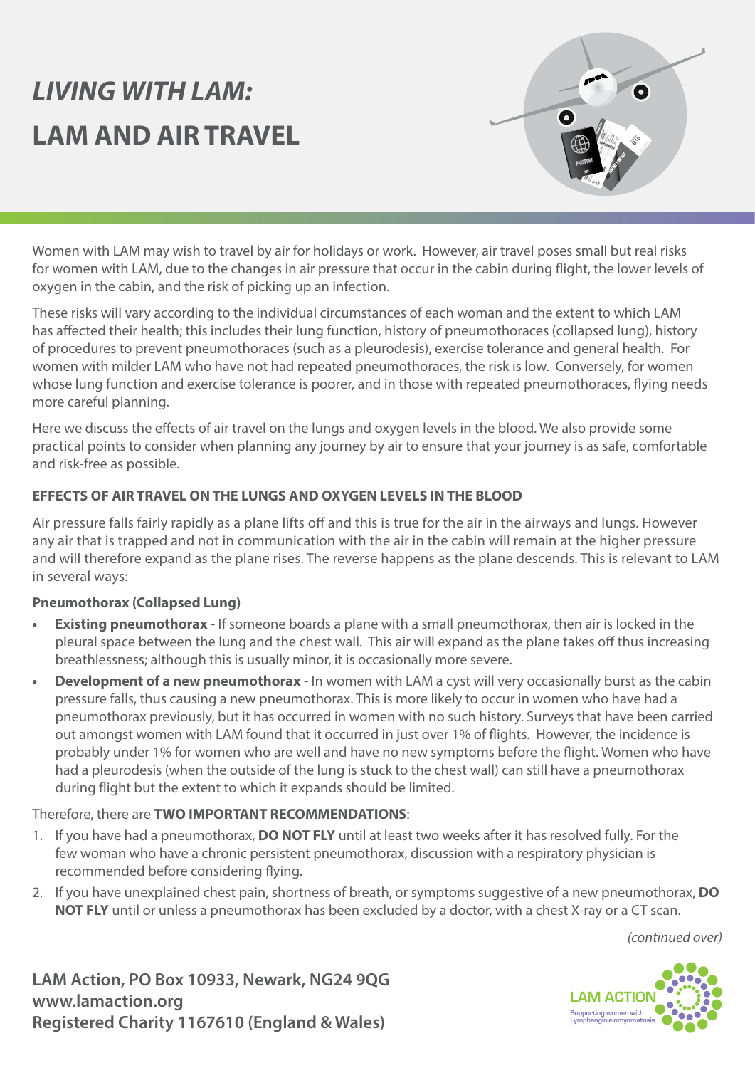# *LIVING WITH LAM:*

# LAM AND AIR TRAVEL

Women with LAM may wish to travel by air for holidays or work. However, air travel poses small but real risks for women with LAM, due to the changes in air pressure that occur in the cabin during flight, the lower levels of oxygen in the cabin, and the risk of picking up an infection.

These risks will vary according to the individual circumstances of each woman and the extent to which LAM has affected their health; this includes their lung function, history of pneumothoraces (collapsed lung), history of procedures to prevent pneumothoraces (such as a pleurodesis), exercise tolerance and general health. For women with milder LAM who have not had repeated pneumothoraces, the risk is low. Conversely, for women whose lung function and exercise tolerance is poorer, and in those with repeated pneumothoraces, flying needs more careful planning.

Here we discuss the effects of air travel on the lungs and oxygen levels in the blood. We also provide some practical points to consider when planning any journey by air to ensure that your journey is as safe, comfortable and risk-free as possible.

## EFFECTS OF AIR TRAVEL ON THE LUNGS AND OXYGEN LEVELS IN THE BLOOD

Air pressure falls fairly rapidly as a plane lifts off and this is true for the air in the airways and lungs. However any air that is trapped and not in communication with the air in the cabin will remain at the higher pressure and will therefore expand as the plane rises. The reverse happens as the plane descends. This is relevant to LAM in several ways:

### Pneumothorax (Collapsed Lung)

- **Existing pneumothorax** - If someone boards a plane with a small pneumothorax, then air is locked in the pleural space between the lung and the chest wall. This air will expand as the plane takes off thus increasing breathlessness; although this is usually minor, it is occasionally more severe.
- **Development of a new pneumothorax** - In women with LAM a cyst will very occasionally burst as the cabin pressure falls, thus causing a new pneumothorax. This is more likely to occur in women who have had a pneumothorax previously, but it has occurred in women with no such history. Surveys that have been carried out amongst women with LAM found that it occurred in just over 1% of flights. However, the incidence is probably under 1% for women who are well and have no new symptoms before the flight. Women who have had a pleurodesis (when the outside of the lung is stuck to the chest wall) can still have a pneumothorax during flight but the extent to which it expands should be limited.

Therefore, there are **TWO IMPORTANT RECOMMENDATIONS**:

1. If you have had a pneumothorax, **DO NOT FLY** until at least two weeks after it has resolved fully. For the few woman who have a chronic persistent pneumothorax, discussion with a respiratory physician is recommended before considering flying.
2. If you have unexplained chest pain, shortness of breath, or symptoms suggestive of a new pneumothorax, **DO NOT FLY** until or unless a pneumothorax has been excluded by a doctor, with a chest X-ray or a CT scan.

*(continued over)*

**LAM Action, PO Box 10933, Newark, NG24 9QG**
**www.lamaction.org**
**Registered Charity 1167610 (England & Wales)**

LAM ACTION
Supporting women with Lymphangioleiomyomatosis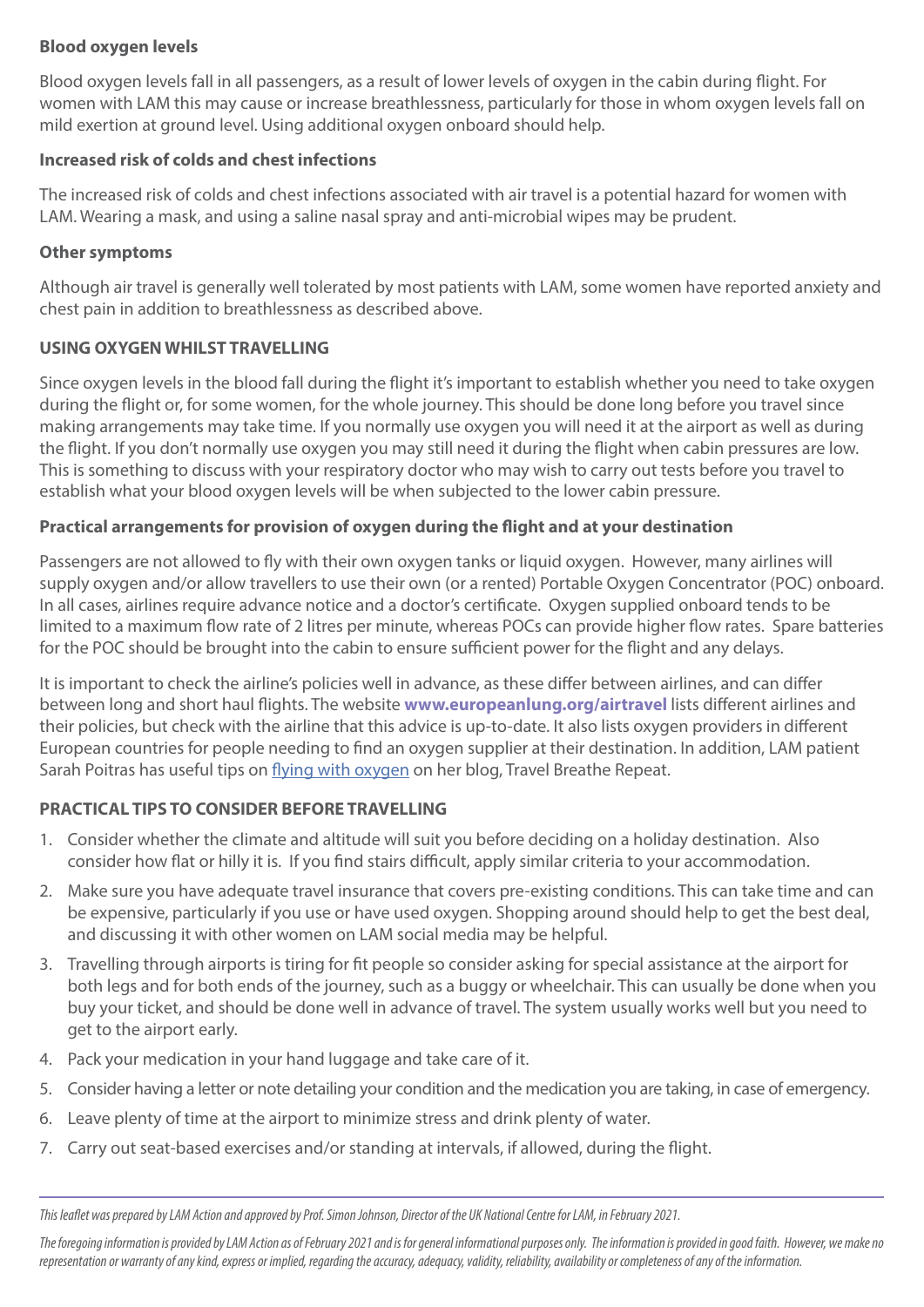**Blood oxygen levels**

Blood oxygen levels fall in all passengers, as a result of lower levels of oxygen in the cabin during flight. For women with LAM this may cause or increase breathlessness, particularly for those in whom oxygen levels fall on mild exertion at ground level. Using additional oxygen onboard should help.

**Increased risk of colds and chest infections**

The increased risk of colds and chest infections associated with air travel is a potential hazard for women with LAM. Wearing a mask, and using a saline nasal spray and anti-microbial wipes may be prudent.

**Other symptoms**

Although air travel is generally well tolerated by most patients with LAM, some women have reported anxiety and chest pain in addition to breathlessness as described above.

## USING OXYGEN WHILST TRAVELLING

Since oxygen levels in the blood fall during the flight it's important to establish whether you need to take oxygen during the flight or, for some women, for the whole journey. This should be done long before you travel since making arrangements may take time. If you normally use oxygen you will need it at the airport as well as during the flight. If you don't normally use oxygen you may still need it during the flight when cabin pressures are low. This is something to discuss with your respiratory doctor who may wish to carry out tests before you travel to establish what your blood oxygen levels will be when subjected to the lower cabin pressure.

**Practical arrangements for provision of oxygen during the flight and at your destination**

Passengers are not allowed to fly with their own oxygen tanks or liquid oxygen. However, many airlines will supply oxygen and/or allow travellers to use their own (or a rented) Portable Oxygen Concentrator (POC) onboard. In all cases, airlines require advance notice and a doctor's certificate. Oxygen supplied onboard tends to be limited to a maximum flow rate of 2 litres per minute, whereas POCs can provide higher flow rates. Spare batteries for the POC should be brought into the cabin to ensure sufficient power for the flight and any delays.

It is important to check the airline's policies well in advance, as these differ between airlines, and can differ between long and short haul flights. The website **www.europeanlung.org/airtravel** lists different airlines and their policies, but check with the airline that this advice is up-to-date. It also lists oxygen providers in different European countries for people needing to find an oxygen supplier at their destination. In addition, LAM patient Sarah Poitras has useful tips on flying with oxygen on her blog, Travel Breathe Repeat.

## PRACTICAL TIPS TO CONSIDER BEFORE TRAVELLING

1. Consider whether the climate and altitude will suit you before deciding on a holiday destination. Also consider how flat or hilly it is. If you find stairs difficult, apply similar criteria to your accommodation.
2. Make sure you have adequate travel insurance that covers pre-existing conditions. This can take time and can be expensive, particularly if you use or have used oxygen. Shopping around should help to get the best deal, and discussing it with other women on LAM social media may be helpful.
3. Travelling through airports is tiring for fit people so consider asking for special assistance at the airport for both legs and for both ends of the journey, such as a buggy or wheelchair. This can usually be done when you buy your ticket, and should be done well in advance of travel. The system usually works well but you need to get to the airport early.
4. Pack your medication in your hand luggage and take care of it.
5. Consider having a letter or note detailing your condition and the medication you are taking, in case of emergency.
6. Leave plenty of time at the airport to minimize stress and drink plenty of water.
7. Carry out seat-based exercises and/or standing at intervals, if allowed, during the flight.

---

*This leaflet was prepared by LAM Action and approved by Prof. Simon Johnson, Director of the UK National Centre for LAM, in February 2021.*

*The foregoing information is provided by LAM Action as of February 2021 and is for general informational purposes only. The information is provided in good faith. However, we make no representation or warranty of any kind, express or implied, regarding the accuracy, adequacy, validity, reliability, availability or completeness of any of the information.*